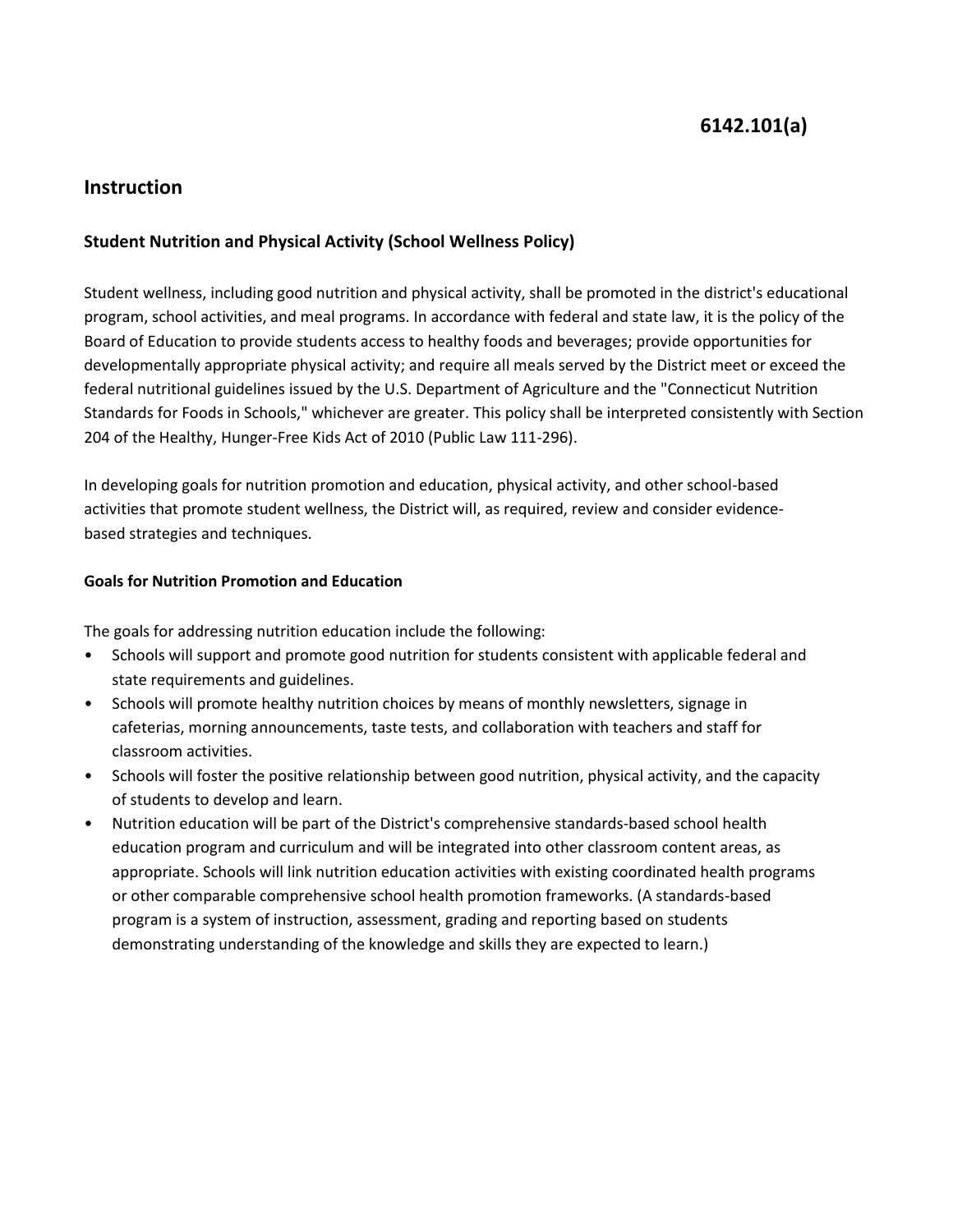6142.101(a)

# Instruction

## Student Nutrition and Physical Activity (School Wellness Policy)

Student wellness, including good nutrition and physical activity, shall be promoted in the district's educational program, school activities, and meal programs. In accordance with federal and state law, it is the policy of the Board of Education to provide students access to healthy foods and beverages; provide opportunities for developmentally appropriate physical activity; and require all meals served by the District meet or exceed the federal nutritional guidelines issued by the U.S. Department of Agriculture and the "Connecticut Nutrition Standards for Foods in Schools," whichever are greater. This policy shall be interpreted consistently with Section 204 of the Healthy, Hunger-Free Kids Act of 2010 (Public Law 111-296).

In developing goals for nutrition promotion and education, physical activity, and other school-based activities that promote student wellness, the District will, as required, review and consider evidence-based strategies and techniques.

### Goals for Nutrition Promotion and Education

The goals for addressing nutrition education include the following:

- Schools will support and promote good nutrition for students consistent with applicable federal and state requirements and guidelines.
- Schools will promote healthy nutrition choices by means of monthly newsletters, signage in cafeterias, morning announcements, taste tests, and collaboration with teachers and staff for classroom activities.
- Schools will foster the positive relationship between good nutrition, physical activity, and the capacity of students to develop and learn.
- Nutrition education will be part of the District's comprehensive standards-based school health education program and curriculum and will be integrated into other classroom content areas, as appropriate. Schools will link nutrition education activities with existing coordinated health programs or other comparable comprehensive school health promotion frameworks. (A standards-based program is a system of instruction, assessment, grading and reporting based on students demonstrating understanding of the knowledge and skills they are expected to learn.)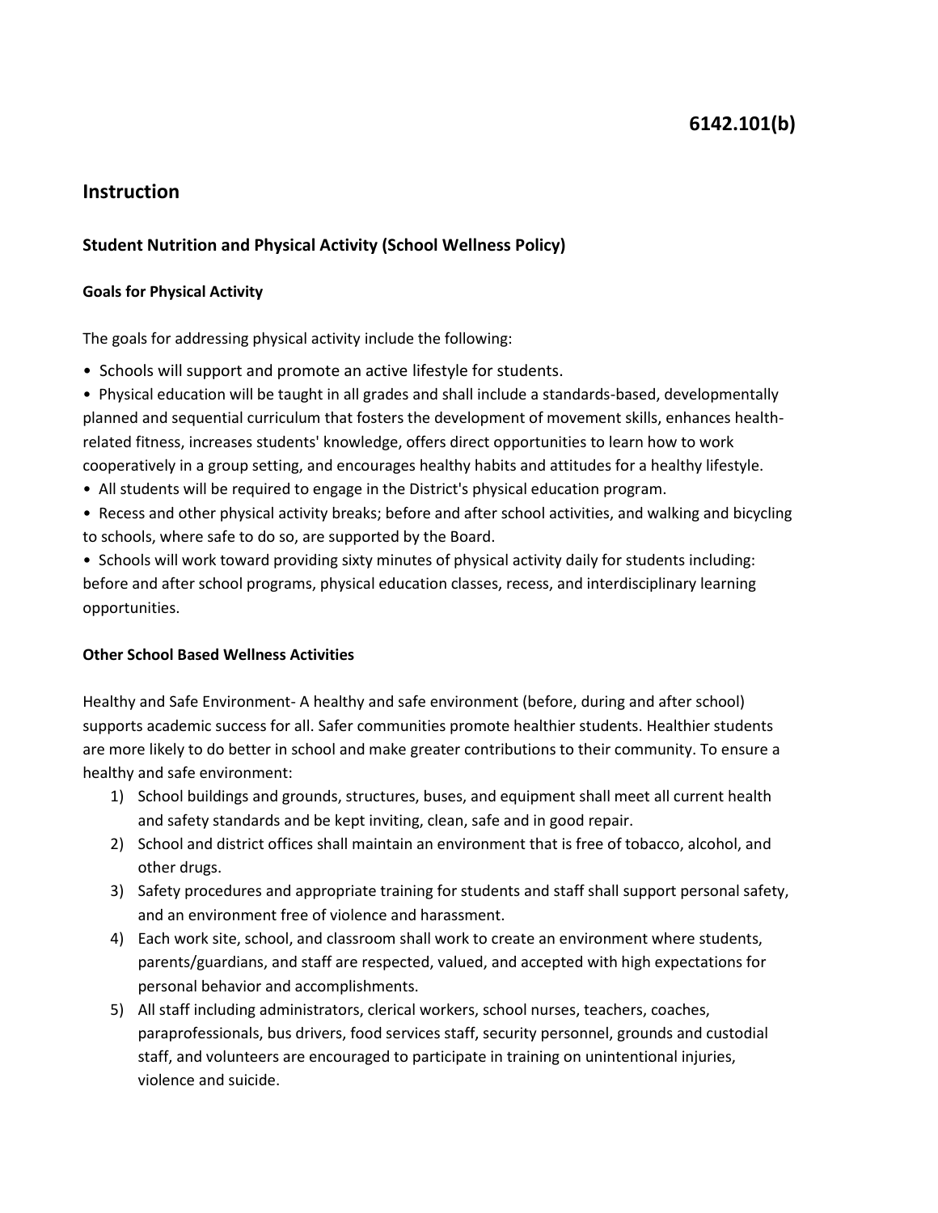6142.101(b)

## Instruction

### Student Nutrition and Physical Activity (School Wellness Policy)

#### Goals for Physical Activity

The goals for addressing physical activity include the following:

- Schools will support and promote an active lifestyle for students.
- Physical education will be taught in all grades and shall include a standards-based, developmentally planned and sequential curriculum that fosters the development of movement skills, enhances health-related fitness, increases students' knowledge, offers direct opportunities to learn how to work cooperatively in a group setting, and encourages healthy habits and attitudes for a healthy lifestyle.
- All students will be required to engage in the District's physical education program.
- Recess and other physical activity breaks; before and after school activities, and walking and bicycling to schools, where safe to do so, are supported by the Board.
- Schools will work toward providing sixty minutes of physical activity daily for students including: before and after school programs, physical education classes, recess, and interdisciplinary learning opportunities.

#### Other School Based Wellness Activities

Healthy and Safe Environment- A healthy and safe environment (before, during and after school) supports academic success for all. Safer communities promote healthier students. Healthier students are more likely to do better in school and make greater contributions to their community. To ensure a healthy and safe environment:

1) School buildings and grounds, structures, buses, and equipment shall meet all current health and safety standards and be kept inviting, clean, safe and in good repair.
2) School and district offices shall maintain an environment that is free of tobacco, alcohol, and other drugs.
3) Safety procedures and appropriate training for students and staff shall support personal safety, and an environment free of violence and harassment.
4) Each work site, school, and classroom shall work to create an environment where students, parents/guardians, and staff are respected, valued, and accepted with high expectations for personal behavior and accomplishments.
5) All staff including administrators, clerical workers, school nurses, teachers, coaches, paraprofessionals, bus drivers, food services staff, security personnel, grounds and custodial staff, and volunteers are encouraged to participate in training on unintentional injuries, violence and suicide.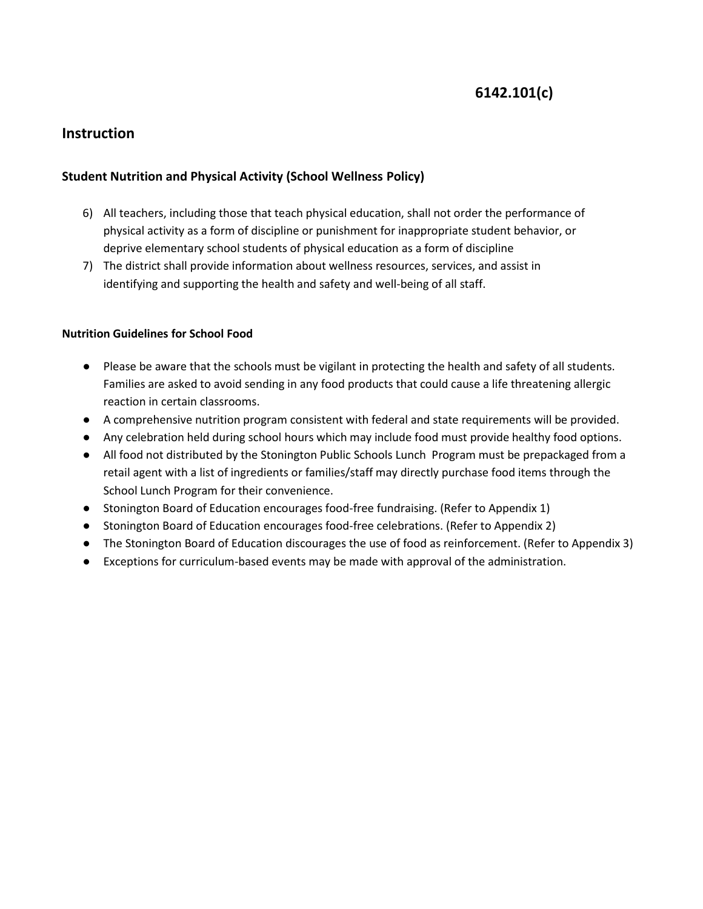# 6142.101(c)

## Instruction

### Student Nutrition and Physical Activity (School Wellness Policy)

6) All teachers, including those that teach physical education, shall not order the performance of physical activity as a form of discipline or punishment for inappropriate student behavior, or deprive elementary school students of physical education as a form of discipline
7) The district shall provide information about wellness resources, services, and assist in identifying and supporting the health and safety and well-being of all staff.

#### Nutrition Guidelines for School Food

- Please be aware that the schools must be vigilant in protecting the health and safety of all students. Families are asked to avoid sending in any food products that could cause a life threatening allergic reaction in certain classrooms.
- A comprehensive nutrition program consistent with federal and state requirements will be provided.
- Any celebration held during school hours which may include food must provide healthy food options.
- All food not distributed by the Stonington Public Schools Lunch Program must be prepackaged from a retail agent with a list of ingredients or families/staff may directly purchase food items through the School Lunch Program for their convenience.
- Stonington Board of Education encourages food-free fundraising. (Refer to Appendix 1)
- Stonington Board of Education encourages food-free celebrations. (Refer to Appendix 2)
- The Stonington Board of Education discourages the use of food as reinforcement. (Refer to Appendix 3)
- Exceptions for curriculum-based events may be made with approval of the administration.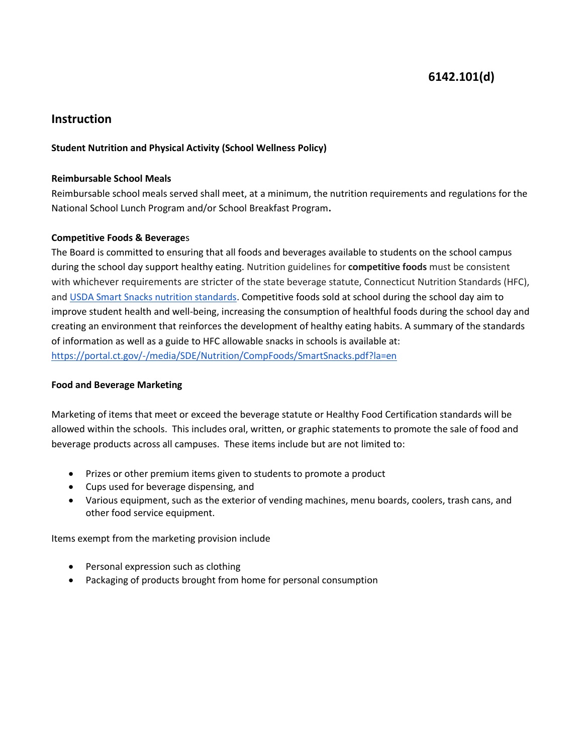**6142.101(d)**

## Instruction

**Student Nutrition and Physical Activity (School Wellness Policy)**

**Reimbursable School Meals**

Reimbursable school meals served shall meet, at a minimum, the nutrition requirements and regulations for the National School Lunch Program and/or School Breakfast Program**.**

**Competitive Foods & Beverages**

The Board is committed to ensuring that all foods and beverages available to students on the school campus during the school day support healthy eating. Nutrition guidelines for **competitive foods** must be consistent with whichever requirements are stricter of the state beverage statute, Connecticut Nutrition Standards (HFC), and USDA Smart Snacks nutrition standards. Competitive foods sold at school during the school day aim to improve student health and well-being, increasing the consumption of healthful foods during the school day and creating an environment that reinforces the development of healthy eating habits. A summary of the standards of information as well as a guide to HFC allowable snacks in schools is available at: https://portal.ct.gov/-/media/SDE/Nutrition/CompFoods/SmartSnacks.pdf?la=en

**Food and Beverage Marketing**

Marketing of items that meet or exceed the beverage statute or Healthy Food Certification standards will be allowed within the schools. This includes oral, written, or graphic statements to promote the sale of food and beverage products across all campuses. These items include but are not limited to:

- Prizes or other premium items given to students to promote a product
- Cups used for beverage dispensing, and
- Various equipment, such as the exterior of vending machines, menu boards, coolers, trash cans, and other food service equipment.

Items exempt from the marketing provision include

- Personal expression such as clothing
- Packaging of products brought from home for personal consumption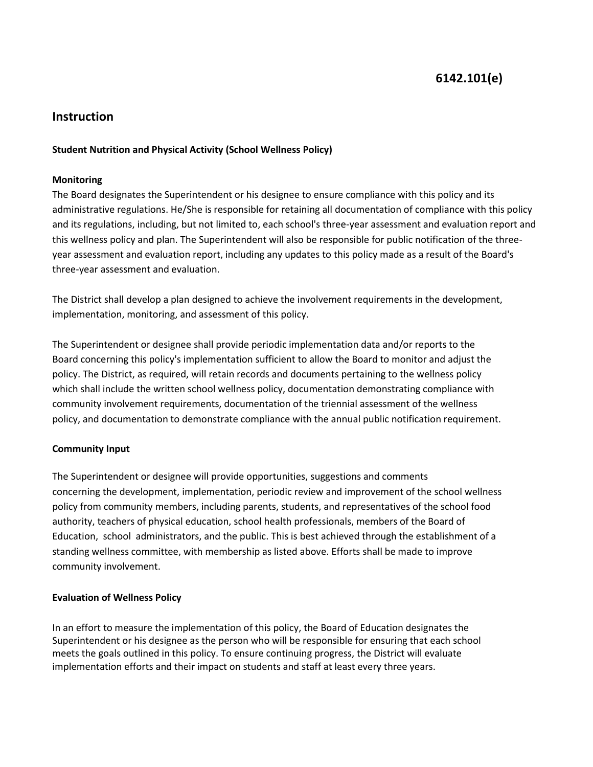# 6142.101(e)

## Instruction

**Student Nutrition and Physical Activity (School Wellness Policy)**

**Monitoring**

The Board designates the Superintendent or his designee to ensure compliance with this policy and its administrative regulations. He/She is responsible for retaining all documentation of compliance with this policy and its regulations, including, but not limited to, each school's three-year assessment and evaluation report and this wellness policy and plan. The Superintendent will also be responsible for public notification of the three-year assessment and evaluation report, including any updates to this policy made as a result of the Board's three-year assessment and evaluation.

The District shall develop a plan designed to achieve the involvement requirements in the development, implementation, monitoring, and assessment of this policy.

The Superintendent or designee shall provide periodic implementation data and/or reports to the Board concerning this policy's implementation sufficient to allow the Board to monitor and adjust the policy. The District, as required, will retain records and documents pertaining to the wellness policy which shall include the written school wellness policy, documentation demonstrating compliance with community involvement requirements, documentation of the triennial assessment of the wellness policy, and documentation to demonstrate compliance with the annual public notification requirement.

**Community Input**

The Superintendent or designee will provide opportunities, suggestions and comments concerning the development, implementation, periodic review and improvement of the school wellness policy from community members, including parents, students, and representatives of the school food authority, teachers of physical education, school health professionals, members of the Board of Education, school administrators, and the public. This is best achieved through the establishment of a standing wellness committee, with membership as listed above. Efforts shall be made to improve community involvement.

**Evaluation of Wellness Policy**

In an effort to measure the implementation of this policy, the Board of Education designates the Superintendent or his designee as the person who will be responsible for ensuring that each school meets the goals outlined in this policy. To ensure continuing progress, the District will evaluate implementation efforts and their impact on students and staff at least every three years.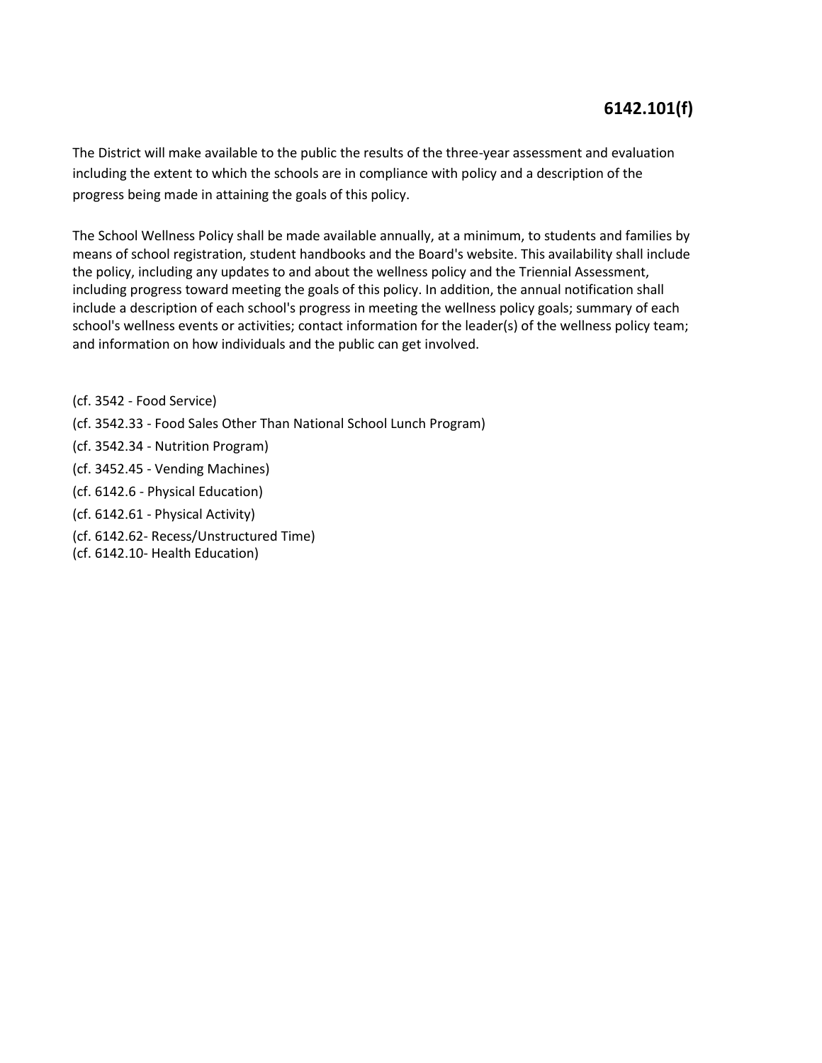The District will make available to the public the results of the three-year assessment and evaluation including the extent to which the schools are in compliance with policy and a description of the progress being made in attaining the goals of this policy.

The School Wellness Policy shall be made available annually, at a minimum, to students and families by means of school registration, student handbooks and the Board's website. This availability shall include the policy, including any updates to and about the wellness policy and the Triennial Assessment, including progress toward meeting the goals of this policy. In addition, the annual notification shall include a description of each school's progress in meeting the wellness policy goals; summary of each school's wellness events or activities; contact information for the leader(s) of the wellness policy team; and information on how individuals and the public can get involved.

(cf. 3542 - Food Service)

(cf. 3542.33 - Food Sales Other Than National School Lunch Program)

(cf. 3542.34 - Nutrition Program)

(cf. 3452.45 - Vending Machines)

(cf. 6142.6 - Physical Education)

(cf. 6142.61 - Physical Activity)

(cf. 6142.62- Recess/Unstructured Time)

(cf. 6142.10- Health Education)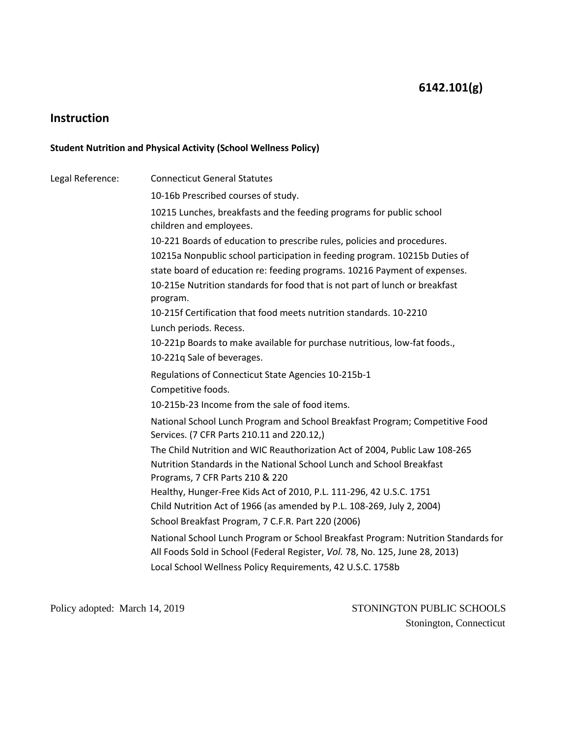# 6142.101(g)

## Instruction

**Student Nutrition and Physical Activity (School Wellness Policy)**

Legal Reference: Connecticut General Statutes

10-16b Prescribed courses of study.

10215 Lunches, breakfasts and the feeding programs for public school children and employees.

10-221 Boards of education to prescribe rules, policies and procedures.

10215a Nonpublic school participation in feeding program. 10215b Duties of state board of education re: feeding programs. 10216 Payment of expenses.

10-215e Nutrition standards for food that is not part of lunch or breakfast program.

10-215f Certification that food meets nutrition standards. 10-2210 Lunch periods. Recess.

10-221p Boards to make available for purchase nutritious, low-fat foods., 10-221q Sale of beverages.

Regulations of Connecticut State Agencies 10-215b-1 Competitive foods.

10-215b-23 Income from the sale of food items.

National School Lunch Program and School Breakfast Program; Competitive Food Services. (7 CFR Parts 210.11 and 220.12,)

The Child Nutrition and WIC Reauthorization Act of 2004, Public Law 108-265

Nutrition Standards in the National School Lunch and School Breakfast Programs, 7 CFR Parts 210 & 220

Healthy, Hunger-Free Kids Act of 2010, P.L. 111-296, 42 U.S.C. 1751

Child Nutrition Act of 1966 (as amended by P.L. 108-269, July 2, 2004)

School Breakfast Program, 7 C.F.R. Part 220 (2006)

National School Lunch Program or School Breakfast Program: Nutrition Standards for All Foods Sold in School (Federal Register, *Vol.* 78, No. 125, June 28, 2013)

Local School Wellness Policy Requirements, 42 U.S.C. 1758b

Policy adopted: March 14, 2019

STONINGTON PUBLIC SCHOOLS
Stonington, Connecticut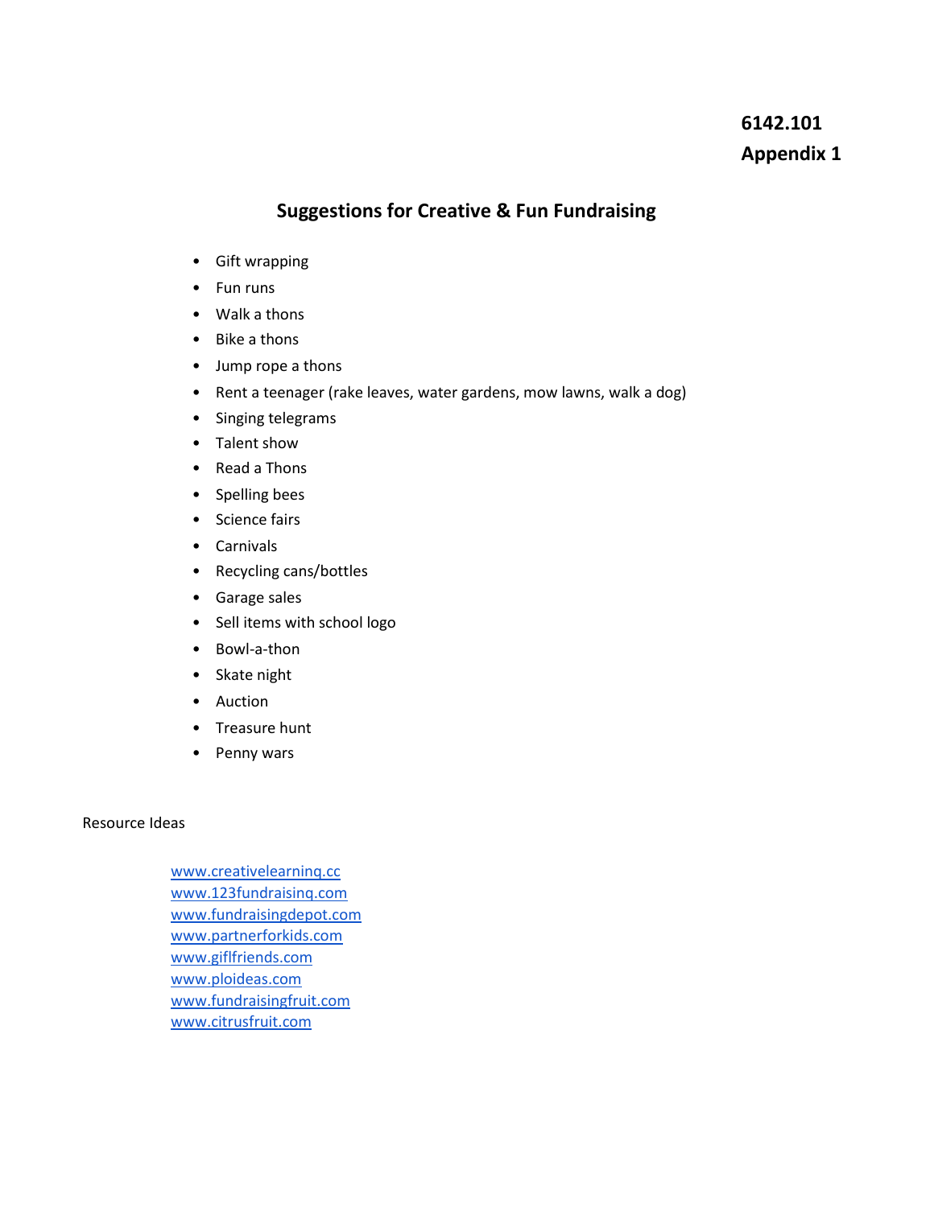**6142.101**
**Appendix 1**

## Suggestions for Creative & Fun Fundraising

- Gift wrapping
- Fun runs
- Walk a thons
- Bike a thons
- Jump rope a thons
- Rent a teenager (rake leaves, water gardens, mow lawns, walk a dog)
- Singing telegrams
- Talent show
- Read a Thons
- Spelling bees
- Science fairs
- Carnivals
- Recycling cans/bottles
- Garage sales
- Sell items with school logo
- Bowl-a-thon
- Skate night
- Auction
- Treasure hunt
- Penny wars

Resource Ideas

www.creativelearninq.cc
www.123fundraisinq.com
www.fundraisingdepot.com
www.partnerforkids.com
www.giflfriends.com
www.ploideas.com
www.fundraisingfruit.com
www.citrusfruit.com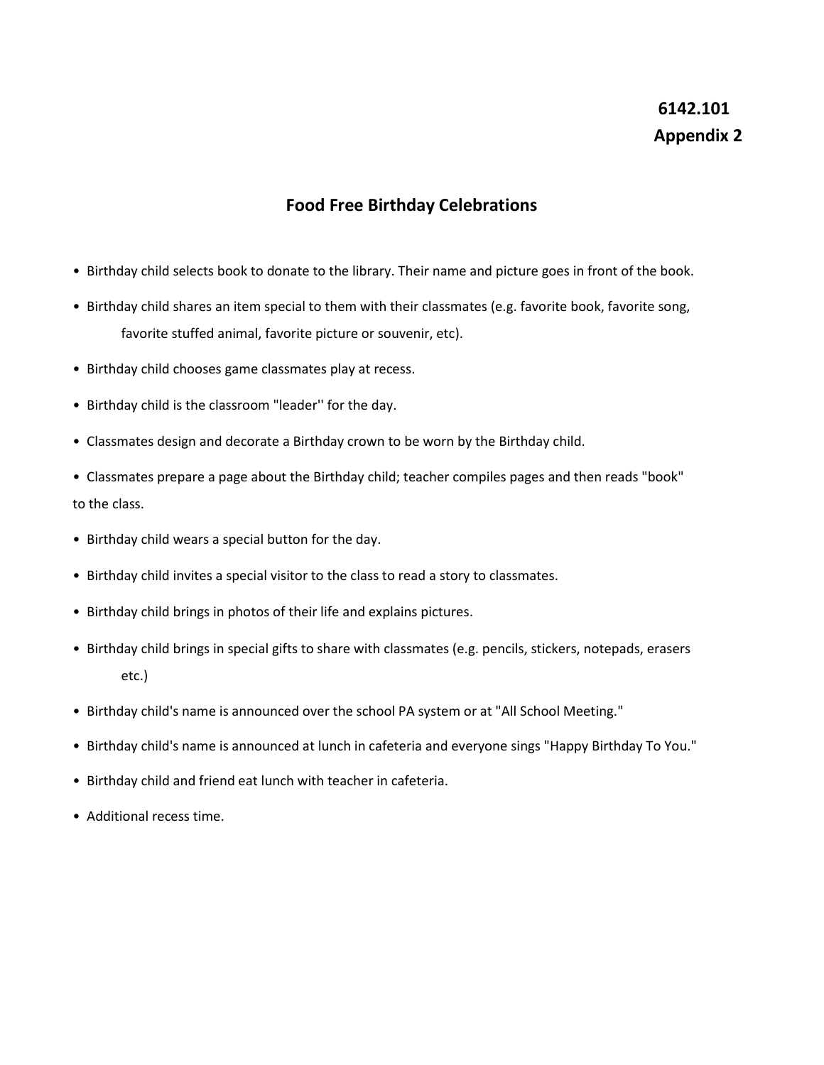**6142.101**
**Appendix 2**

## Food Free Birthday Celebrations

- Birthday child selects book to donate to the library. Their name and picture goes in front of the book.
- Birthday child shares an item special to them with their classmates (e.g. favorite book, favorite song, favorite stuffed animal, favorite picture or souvenir, etc).
- Birthday child chooses game classmates play at recess.
- Birthday child is the classroom "leader'' for the day.
- Classmates design and decorate a Birthday crown to be worn by the Birthday child.
- Classmates prepare a page about the Birthday child; teacher compiles pages and then reads "book" to the class.
- Birthday child wears a special button for the day.
- Birthday child invites a special visitor to the class to read a story to classmates.
- Birthday child brings in photos of their life and explains pictures.
- Birthday child brings in special gifts to share with classmates (e.g. pencils, stickers, notepads, erasers etc.)
- Birthday child's name is announced over the school PA system or at "All School Meeting."
- Birthday child's name is announced at lunch in cafeteria and everyone sings "Happy Birthday To You."
- Birthday child and friend eat lunch with teacher in cafeteria.
- Additional recess time.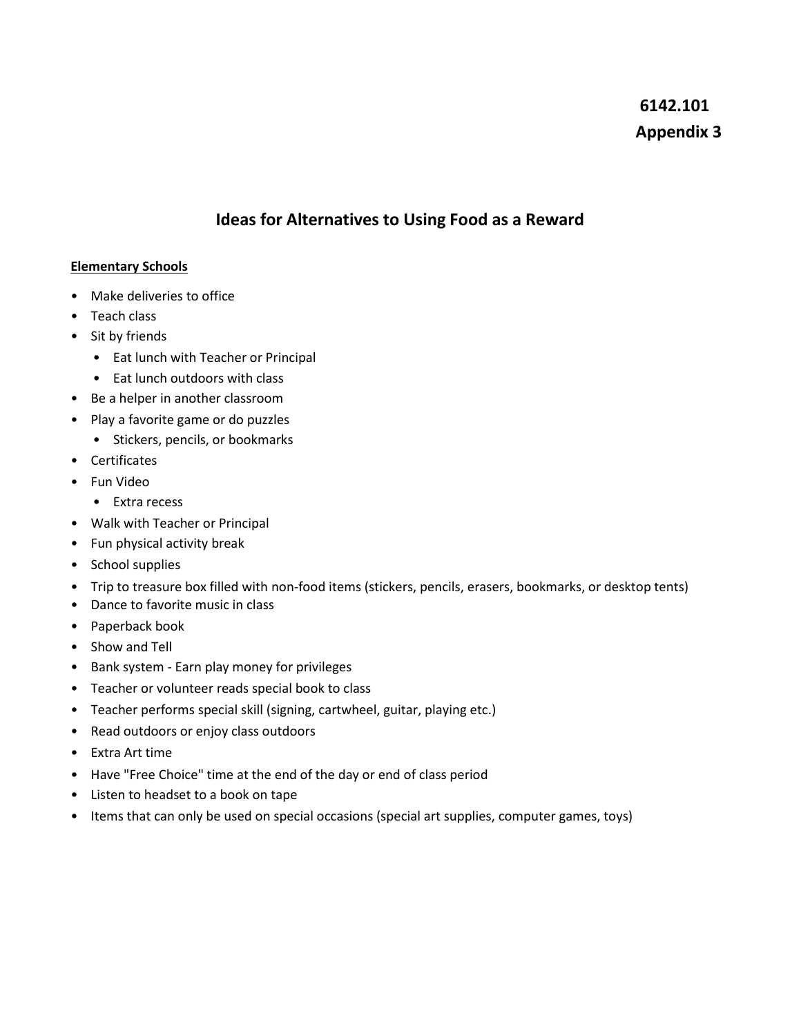**6142.101**
**Appendix 3**

## Ideas for Alternatives to Using Food as a Reward

**Elementary Schools**

- Make deliveries to office
- Teach class
- Sit by friends
  - Eat lunch with Teacher or Principal
  - Eat lunch outdoors with class
- Be a helper in another classroom
- Play a favorite game or do puzzles
  - Stickers, pencils, or bookmarks
- Certificates
- Fun Video
  - Extra recess
- Walk with Teacher or Principal
- Fun physical activity break
- School supplies
- Trip to treasure box filled with non-food items (stickers, pencils, erasers, bookmarks, or desktop tents)
- Dance to favorite music in class
- Paperback book
- Show and Tell
- Bank system - Earn play money for privileges
- Teacher or volunteer reads special book to class
- Teacher performs special skill (signing, cartwheel, guitar, playing etc.)
- Read outdoors or enjoy class outdoors
- Extra Art time
- Have "Free Choice" time at the end of the day or end of class period
- Listen to headset to a book on tape
- Items that can only be used on special occasions (special art supplies, computer games, toys)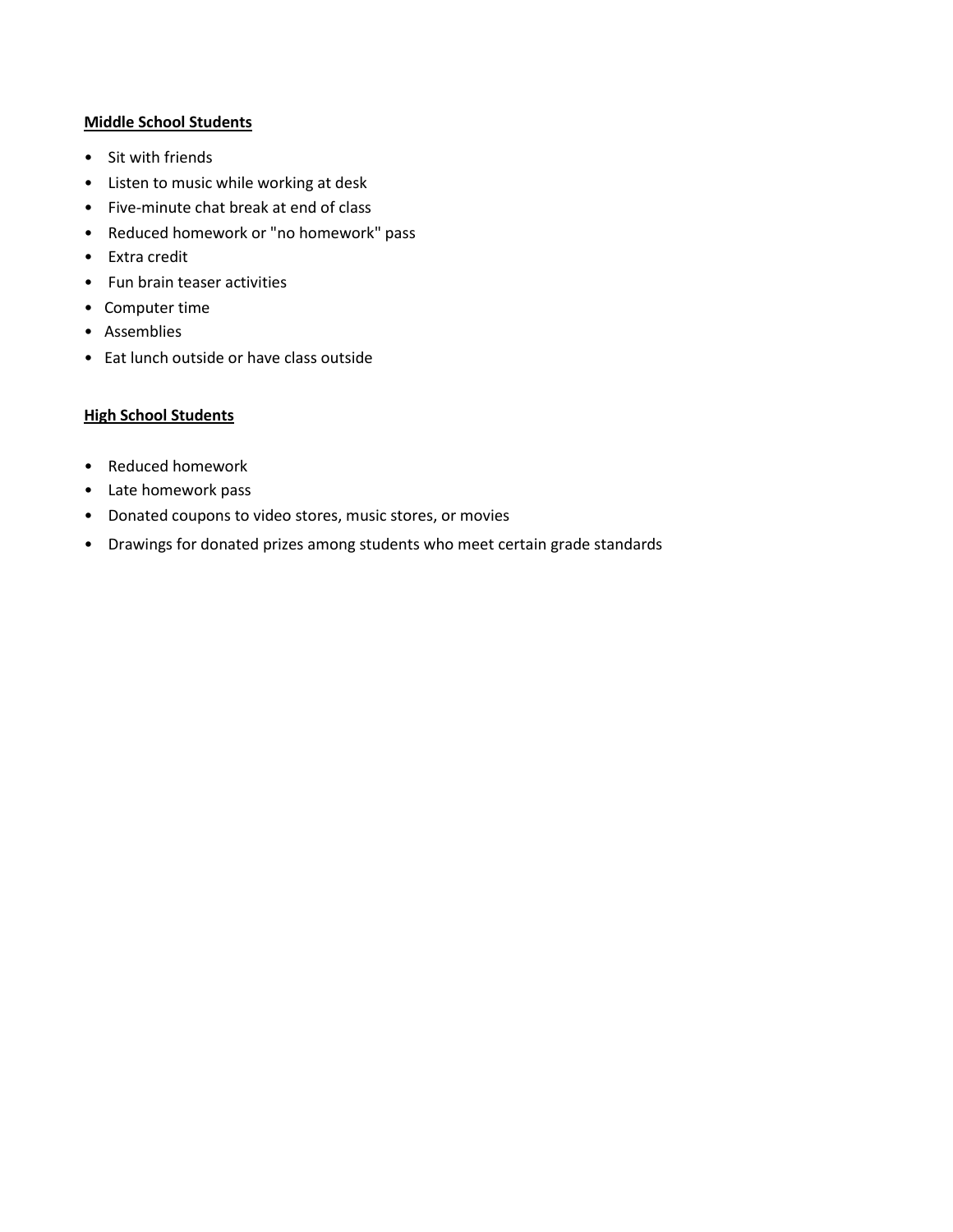**Middle School Students**

- Sit with friends
- Listen to music while working at desk
- Five-minute chat break at end of class
- Reduced homework or "no homework" pass
- Extra credit
- Fun brain teaser activities
- Computer time
- Assemblies
- Eat lunch outside or have class outside

**High School Students**

- Reduced homework
- Late homework pass
- Donated coupons to video stores, music stores, or movies
- Drawings for donated prizes among students who meet certain grade standards